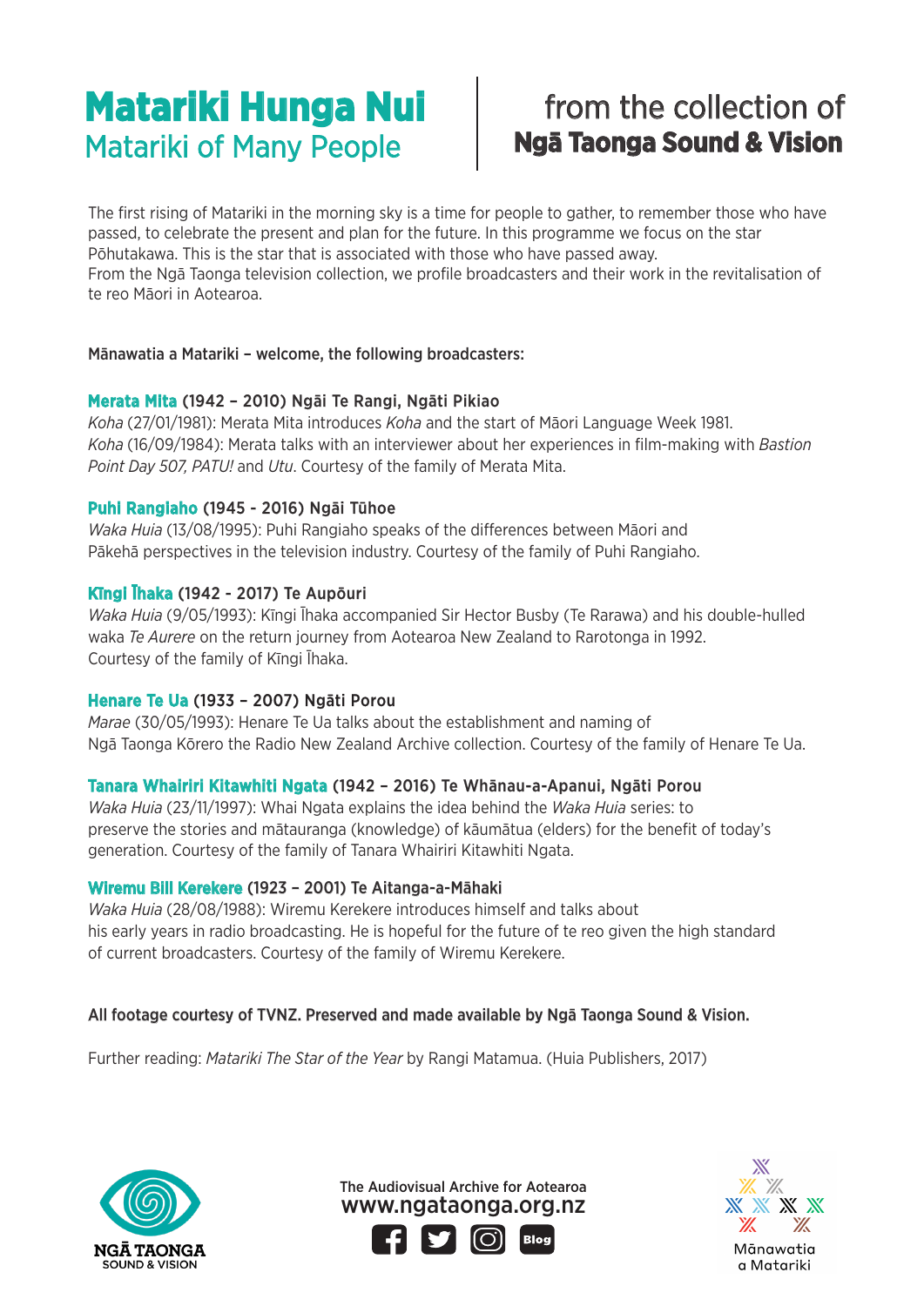# Matariki Hunga Nui

## Matariki of Many People

from the collection of
**Ngā Taonga Sound & Vision**

The first rising of Matariki in the morning sky is a time for people to gather, to remember those who have passed, to celebrate the present and plan for the future. In this programme we focus on the star Pōhutakawa. This is the star that is associated with those who have passed away.
From the Ngā Taonga television collection, we profile broadcasters and their work in the revitalisation of te reo Māori in Aotearoa.

**Mānawatia a Matariki – welcome, the following broadcasters:**

**Merata Mita (1942 – 2010) Ngāi Te Rangi, Ngāti Pikiao**
*Koha* (27/01/1981): Merata Mita introduces *Koha* and the start of Māori Language Week 1981.
*Koha* (16/09/1984): Merata talks with an interviewer about her experiences in film-making with *Bastion Point Day 507, PATU!* and *Utu*. Courtesy of the family of Merata Mita.

**Puhi Rangiaho (1945 - 2016) Ngāi Tūhoe**
*Waka Huia* (13/08/1995): Puhi Rangiaho speaks of the differences between Māori and Pākehā perspectives in the television industry. Courtesy of the family of Puhi Rangiaho.

**Kīngi Īhaka (1942 - 2017) Te Aupōuri**
*Waka Huia* (9/05/1993): Kīngi Īhaka accompanied Sir Hector Busby (Te Rarawa) and his double-hulled waka *Te Aurere* on the return journey from Aotearoa New Zealand to Rarotonga in 1992.
Courtesy of the family of Kīngi Īhaka.

**Henare Te Ua (1933 – 2007) Ngāti Porou**
*Marae* (30/05/1993): Henare Te Ua talks about the establishment and naming of Ngā Taonga Kōrero the Radio New Zealand Archive collection. Courtesy of the family of Henare Te Ua.

**Tanara Whairiri Kitawhiti Ngata (1942 – 2016) Te Whānau-a-Apanui, Ngāti Porou**
*Waka Huia* (23/11/1997): Whai Ngata explains the idea behind the *Waka Huia* series: to preserve the stories and mātauranga (knowledge) of kāumātua (elders) for the benefit of today's generation. Courtesy of the family of Tanara Whairiri Kitawhiti Ngata.

**Wiremu Bill Kerekere (1923 – 2001) Te Aitanga-a-Māhaki**
*Waka Huia* (28/08/1988): Wiremu Kerekere introduces himself and talks about his early years in radio broadcasting. He is hopeful for the future of te reo given the high standard of current broadcasters. Courtesy of the family of Wiremu Kerekere.

**All footage courtesy of TVNZ. Preserved and made available by Ngā Taonga Sound & Vision.**

Further reading: *Matariki The Star of the Year* by Rangi Matamua. (Huia Publishers, 2017)

NGĀ TAONGA SOUND & VISION

The Audiovisual Archive for Aotearoa
www.ngataonga.org.nz

Blog

Mānawatia a Matariki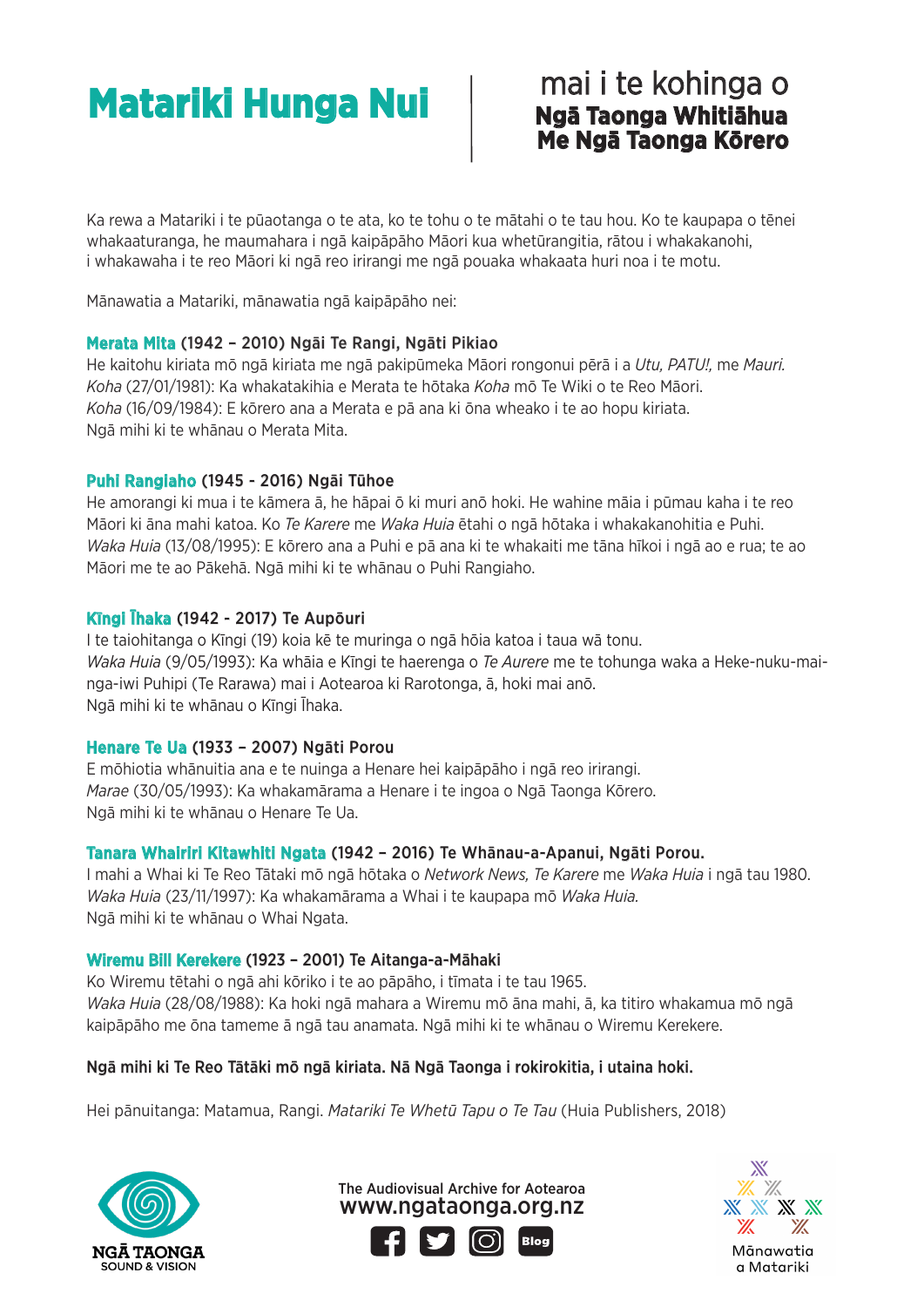# Matariki Hunga Nui

mai i te kohinga o
**Ngā Taonga Whitiāhua Me Ngā Taonga Kōrero**

Ka rewa a Matariki i te pūaotanga o te ata, ko te tohu o te mātahi o te tau hou. Ko te kaupapa o tēnei whakaaturanga, he maumahara i ngā kaipāpāho Māori kua whetūrangitia, rātou i whakakanohi, i whakawaha i te reo Māori ki ngā reo irirangi me ngā pouaka whakaata huri noa i te motu.

Mānawatia a Matariki, mānawatia ngā kaipāpāho nei:

**Merata Mita (1942 – 2010) Ngāi Te Rangi, Ngāti Pikiao**
He kaitohu kiriata mō ngā kiriata me ngā pakipūmeka Māori rongonui pērā i a *Utu, PATU!,* me *Mauri.*
*Koha* (27/01/1981): Ka whakatakihia e Merata te hōtaka *Koha* mō Te Wiki o te Reo Māori.
*Koha* (16/09/1984): E kōrero ana a Merata e pā ana ki ōna wheako i te ao hopu kiriata.
Ngā mihi ki te whānau o Merata Mita.

**Puhi Rangiaho (1945 - 2016) Ngāi Tūhoe**
He amorangi ki mua i te kāmera ā, he hāpai ō ki muri anō hoki. He wahine māia i pūmau kaha i te reo Māori ki āna mahi katoa. Ko *Te Karere* me *Waka Huia* ētahi o ngā hōtaka i whakakanohitia e Puhi.
*Waka Huia* (13/08/1995): E kōrero ana a Puhi e pā ana ki te whakaiti me tāna hīkoi i ngā ao e rua; te ao Māori me te ao Pākehā. Ngā mihi ki te whānau o Puhi Rangiaho.

**Kīngi Īhaka (1942 - 2017) Te Aupōuri**
I te taiohitanga o Kīngi (19) koia kē te muringa o ngā hōia katoa i taua wā tonu.
*Waka Huia* (9/05/1993): Ka whāia e Kīngi te haerenga o *Te Aurere* me te tohunga waka a Heke-nuku-mai-nga-iwi Puhipi (Te Rarawa) mai i Aotearoa ki Rarotonga, ā, hoki mai anō.
Ngā mihi ki te whānau o Kīngi Īhaka.

**Henare Te Ua (1933 – 2007) Ngāti Porou**
E mōhiotia whānuitia ana e te nuinga a Henare hei kaipāpāho i ngā reo irirangi.
*Marae* (30/05/1993): Ka whakamārama a Henare i te ingoa o Ngā Taonga Kōrero.
Ngā mihi ki te whānau o Henare Te Ua.

**Tanara Whairiri Kitawhiti Ngata (1942 – 2016) Te Whānau-a-Apanui, Ngāti Porou.**
I mahi a Whai ki Te Reo Tātaki mō ngā hōtaka o *Network News, Te Karere* me *Waka Huia* i ngā tau 1980.
*Waka Huia* (23/11/1997): Ka whakamārama a Whai i te kaupapa mō *Waka Huia.*
Ngā mihi ki te whānau o Whai Ngata.

**Wiremu Bill Kerekere (1923 – 2001) Te Aitanga-a-Māhaki**
Ko Wiremu tētahi o ngā ahi kōriko i te ao pāpāho, i tīmata i te tau 1965.
*Waka Huia* (28/08/1988): Ka hoki ngā mahara a Wiremu mō āna mahi, ā, ka titiro whakamua mō ngā kaipāpāho me ōna tameme ā ngā tau anamata. Ngā mihi ki te whānau o Wiremu Kerekere.

**Ngā mihi ki Te Reo Tātāki mō ngā kiriata. Nā Ngā Taonga i rokirokitia, i utaina hoki.**

Hei pānuitanga: Matamua, Rangi. *Matariki Te Whetū Tapu o Te Tau* (Huia Publishers, 2018)

NGĀ TAONGA SOUND & VISION

The Audiovisual Archive for Aotearoa
www.ngataonga.org.nz

Blog

Mānawatia a Matariki